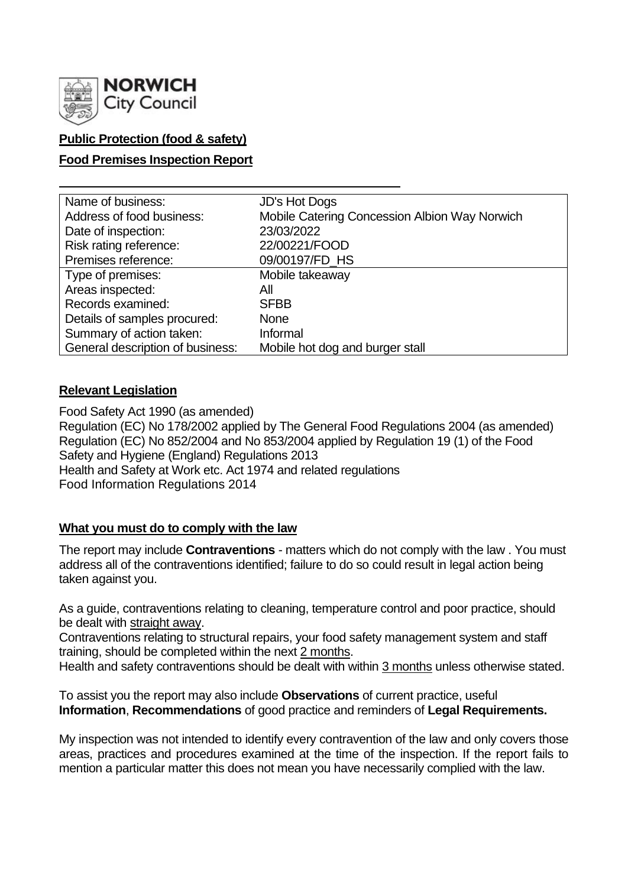NORWICH City Council

**Public Protection (food & safety)**

**Food Premises Inspection Report**

| | |
|---|---|
| Name of business: | JD's Hot Dogs |
| Address of food business: | Mobile Catering Concession Albion Way Norwich |
| Date of inspection: | 23/03/2022 |
| Risk rating reference: | 22/00221/FOOD |
| Premises reference: | 09/00197/FD_HS |
| Type of premises: | Mobile takeaway |
| Areas inspected: | All |
| Records examined: | SFBB |
| Details of samples procured: | None |
| Summary of action taken: | Informal |
| General description of business: | Mobile hot dog and burger stall |

## Relevant Legislation

Food Safety Act 1990 (as amended)
Regulation (EC) No 178/2002 applied by The General Food Regulations 2004 (as amended)
Regulation (EC) No 852/2004 and No 853/2004 applied by Regulation 19 (1) of the Food Safety and Hygiene (England) Regulations 2013
Health and Safety at Work etc. Act 1974 and related regulations
Food Information Regulations 2014

## What you must do to comply with the law

The report may include **Contraventions** - matters which do not comply with the law . You must address all of the contraventions identified; failure to do so could result in legal action being taken against you.

As a guide, contraventions relating to cleaning, temperature control and poor practice, should be dealt with straight away.
Contraventions relating to structural repairs, your food safety management system and staff training, should be completed within the next 2 months.
Health and safety contraventions should be dealt with within 3 months unless otherwise stated.

To assist you the report may also include **Observations** of current practice, useful **Information**, **Recommendations** of good practice and reminders of **Legal Requirements.**

My inspection was not intended to identify every contravention of the law and only covers those areas, practices and procedures examined at the time of the inspection. If the report fails to mention a particular matter this does not mean you have necessarily complied with the law.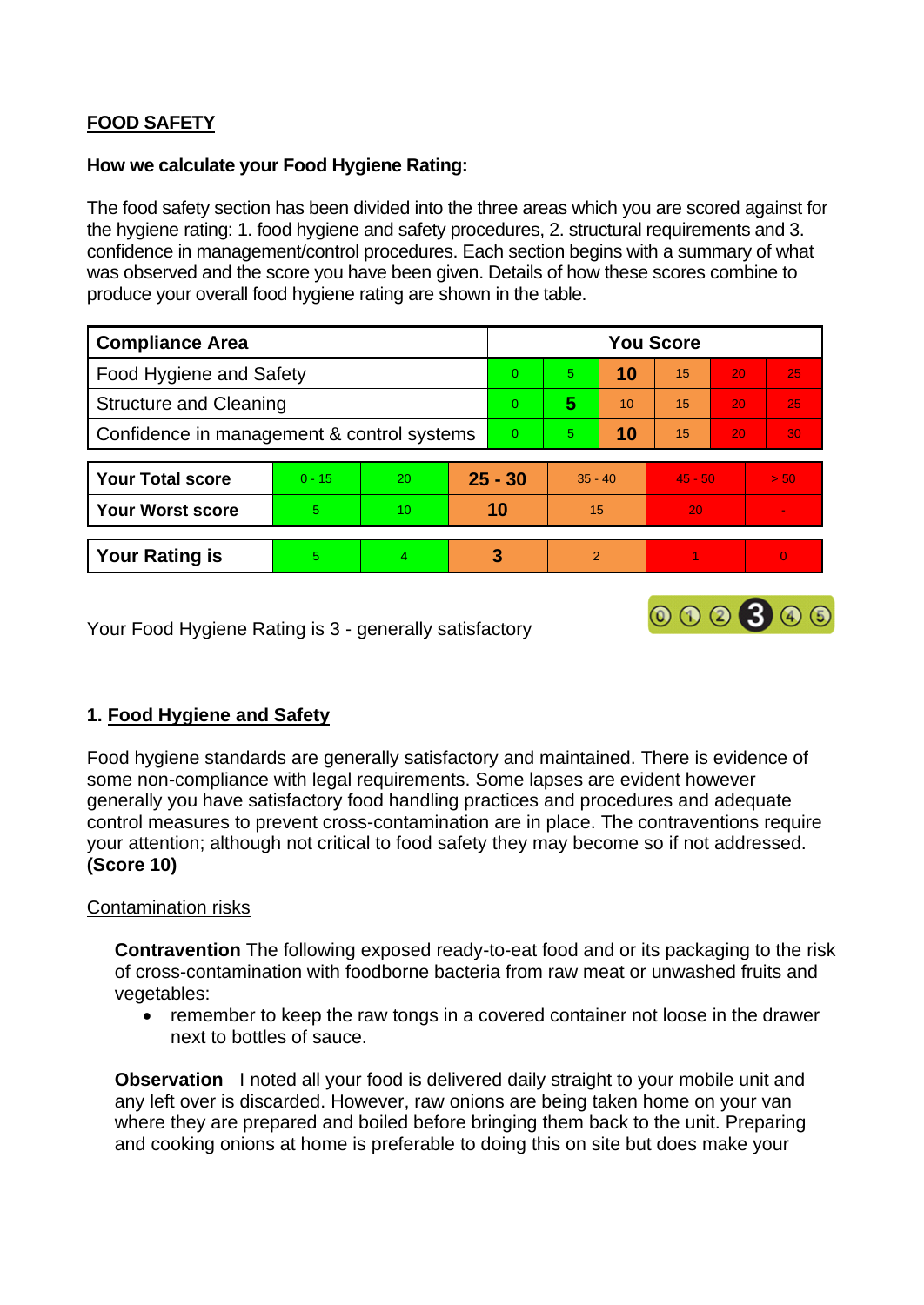## FOOD SAFETY

**How we calculate your Food Hygiene Rating:**

The food safety section has been divided into the three areas which you are scored against for the hygiene rating: 1. food hygiene and safety procedures, 2. structural requirements and 3. confidence in management/control procedures. Each section begins with a summary of what was observed and the score you have been given. Details of how these scores combine to produce your overall food hygiene rating are shown in the table.

| Compliance Area | You Score | | | | | |
|---|---|---|---|---|---|---|
| Food Hygiene and Safety | 0 | 5 | **10** | 15 | 20 | 25 |
| Structure and Cleaning | 0 | **5** | 10 | 15 | 20 | 25 |
| Confidence in management & control systems | 0 | 5 | **10** | 15 | 20 | 30 |

| | | | | | | |
|---|---|---|---|---|---|---|
| **Your Total score** | 0 - 15 | 20 | **25 - 30** | 35 - 40 | 45 - 50 | > 50 |
| **Your Worst score** | 5 | 10 | **10** | 15 | 20 | - |
| **Your Rating is** | 5 | 4 | **3** | 2 | 1 | 0 |

Your Food Hygiene Rating is 3 - generally satisfactory

### 1. Food Hygiene and Safety

Food hygiene standards are generally satisfactory and maintained. There is evidence of some non-compliance with legal requirements. Some lapses are evident however generally you have satisfactory food handling practices and procedures and adequate control measures to prevent cross-contamination are in place. The contraventions require your attention; although not critical to food safety they may become so if not addressed. **(Score 10)**

Contamination risks

**Contravention** The following exposed ready-to-eat food and or its packaging to the risk of cross-contamination with foodborne bacteria from raw meat or unwashed fruits and vegetables:

- remember to keep the raw tongs in a covered container not loose in the drawer next to bottles of sauce.

**Observation** I noted all your food is delivered daily straight to your mobile unit and any left over is discarded. However, raw onions are being taken home on your van where they are prepared and boiled before bringing them back to the unit. Preparing and cooking onions at home is preferable to doing this on site but does make your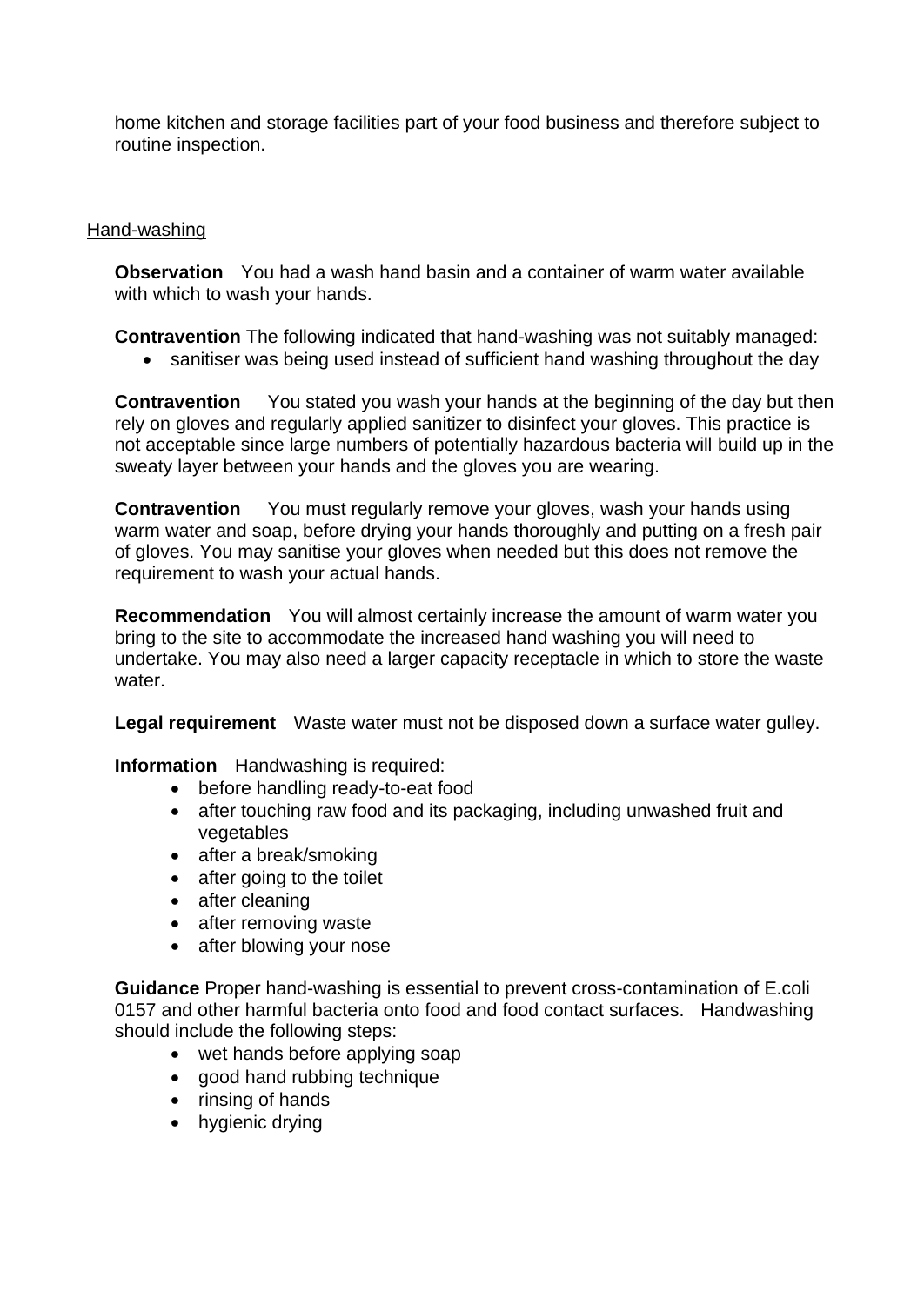home kitchen and storage facilities part of your food business and therefore subject to routine inspection.

## Hand-washing

**Observation** You had a wash hand basin and a container of warm water available with which to wash your hands.

**Contravention** The following indicated that hand-washing was not suitably managed:

- sanitiser was being used instead of sufficient hand washing throughout the day

**Contravention** You stated you wash your hands at the beginning of the day but then rely on gloves and regularly applied sanitizer to disinfect your gloves. This practice is not acceptable since large numbers of potentially hazardous bacteria will build up in the sweaty layer between your hands and the gloves you are wearing.

**Contravention** You must regularly remove your gloves, wash your hands using warm water and soap, before drying your hands thoroughly and putting on a fresh pair of gloves. You may sanitise your gloves when needed but this does not remove the requirement to wash your actual hands.

**Recommendation** You will almost certainly increase the amount of warm water you bring to the site to accommodate the increased hand washing you will need to undertake. You may also need a larger capacity receptacle in which to store the waste water.

**Legal requirement** Waste water must not be disposed down a surface water gulley.

**Information** Handwashing is required:

- before handling ready-to-eat food
- after touching raw food and its packaging, including unwashed fruit and vegetables
- after a break/smoking
- after going to the toilet
- after cleaning
- after removing waste
- after blowing your nose

**Guidance** Proper hand-washing is essential to prevent cross-contamination of E.coli 0157 and other harmful bacteria onto food and food contact surfaces. Handwashing should include the following steps:

- wet hands before applying soap
- good hand rubbing technique
- rinsing of hands
- hygienic drying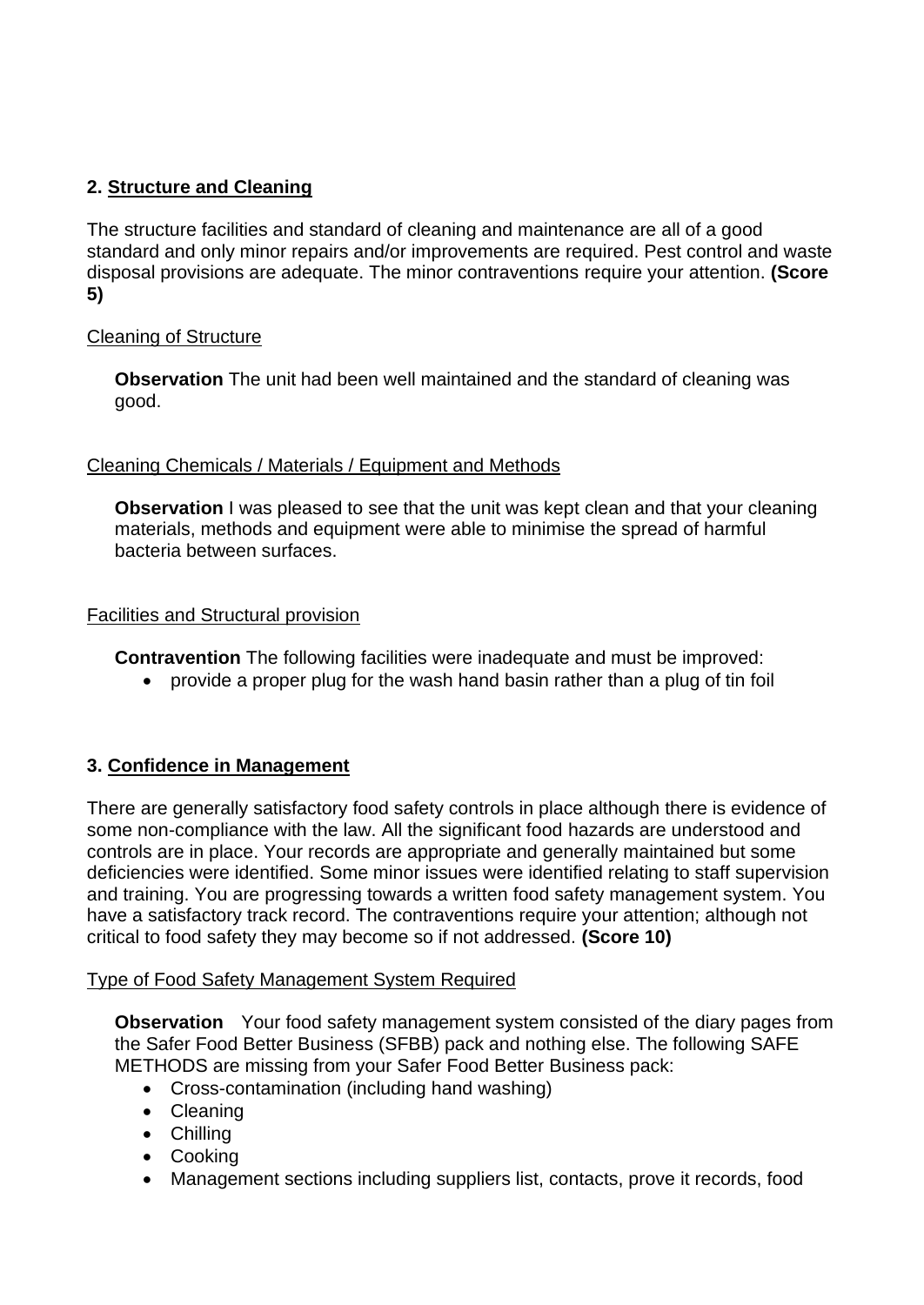## 2. Structure and Cleaning

The structure facilities and standard of cleaning and maintenance are all of a good standard and only minor repairs and/or improvements are required. Pest control and waste disposal provisions are adequate. The minor contraventions require your attention. **(Score 5)**

Cleaning of Structure

**Observation** The unit had been well maintained and the standard of cleaning was good.

Cleaning Chemicals / Materials / Equipment and Methods

**Observation** I was pleased to see that the unit was kept clean and that your cleaning materials, methods and equipment were able to minimise the spread of harmful bacteria between surfaces.

Facilities and Structural provision

**Contravention** The following facilities were inadequate and must be improved:

- provide a proper plug for the wash hand basin rather than a plug of tin foil

## 3. Confidence in Management

There are generally satisfactory food safety controls in place although there is evidence of some non-compliance with the law. All the significant food hazards are understood and controls are in place. Your records are appropriate and generally maintained but some deficiencies were identified. Some minor issues were identified relating to staff supervision and training. You are progressing towards a written food safety management system. You have a satisfactory track record. The contraventions require your attention; although not critical to food safety they may become so if not addressed. **(Score 10)**

Type of Food Safety Management System Required

**Observation** Your food safety management system consisted of the diary pages from the Safer Food Better Business (SFBB) pack and nothing else. The following SAFE METHODS are missing from your Safer Food Better Business pack:

- Cross-contamination (including hand washing)
- Cleaning
- Chilling
- Cooking
- Management sections including suppliers list, contacts, prove it records, food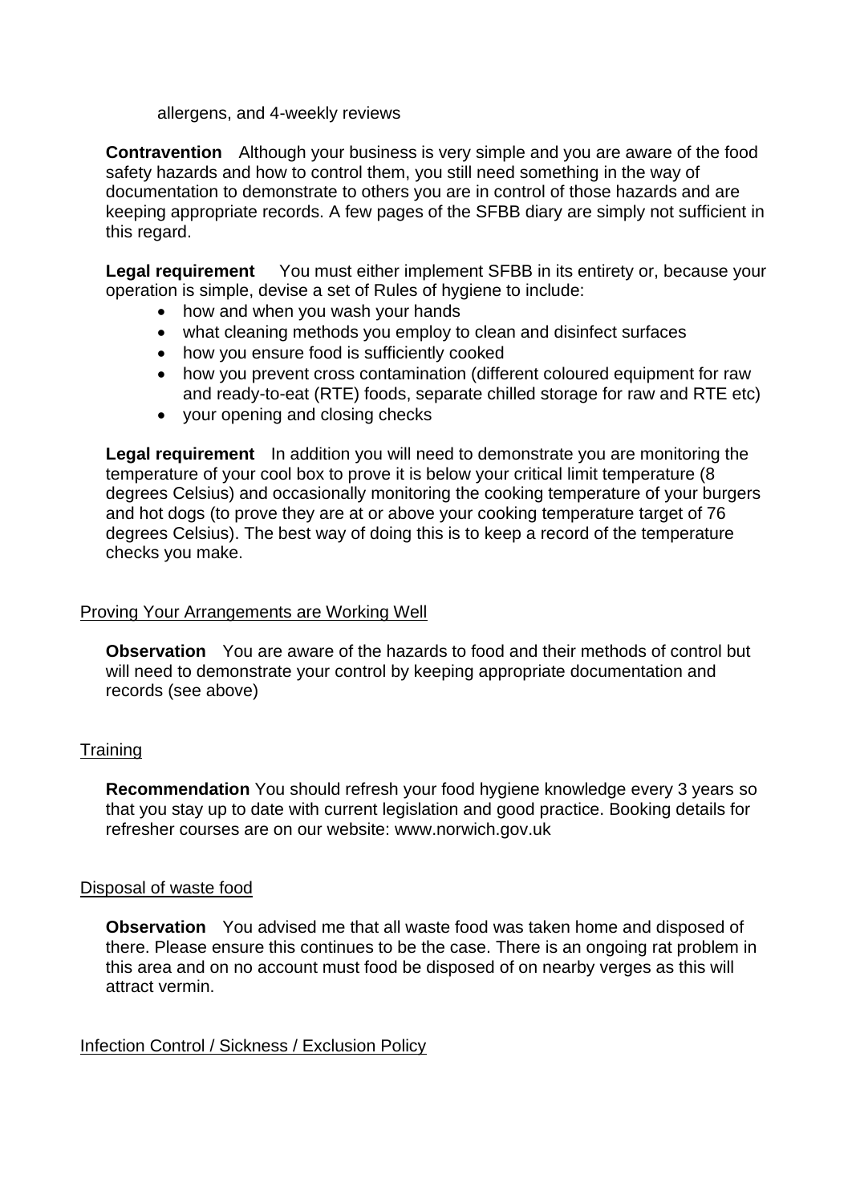allergens, and 4-weekly reviews

**Contravention** Although your business is very simple and you are aware of the food safety hazards and how to control them, you still need something in the way of documentation to demonstrate to others you are in control of those hazards and are keeping appropriate records. A few pages of the SFBB diary are simply not sufficient in this regard.

**Legal requirement** You must either implement SFBB in its entirety or, because your operation is simple, devise a set of Rules of hygiene to include:

- how and when you wash your hands
- what cleaning methods you employ to clean and disinfect surfaces
- how you ensure food is sufficiently cooked
- how you prevent cross contamination (different coloured equipment for raw and ready-to-eat (RTE) foods, separate chilled storage for raw and RTE etc)
- your opening and closing checks

**Legal requirement** In addition you will need to demonstrate you are monitoring the temperature of your cool box to prove it is below your critical limit temperature (8 degrees Celsius) and occasionally monitoring the cooking temperature of your burgers and hot dogs (to prove they are at or above your cooking temperature target of 76 degrees Celsius). The best way of doing this is to keep a record of the temperature checks you make.

<u>Proving Your Arrangements are Working Well</u>

**Observation** You are aware of the hazards to food and their methods of control but will need to demonstrate your control by keeping appropriate documentation and records (see above)

<u>Training</u>

**Recommendation** You should refresh your food hygiene knowledge every 3 years so that you stay up to date with current legislation and good practice. Booking details for refresher courses are on our website: www.norwich.gov.uk

<u>Disposal of waste food</u>

**Observation** You advised me that all waste food was taken home and disposed of there. Please ensure this continues to be the case. There is an ongoing rat problem in this area and on no account must food be disposed of on nearby verges as this will attract vermin.

<u>Infection Control / Sickness / Exclusion Policy</u>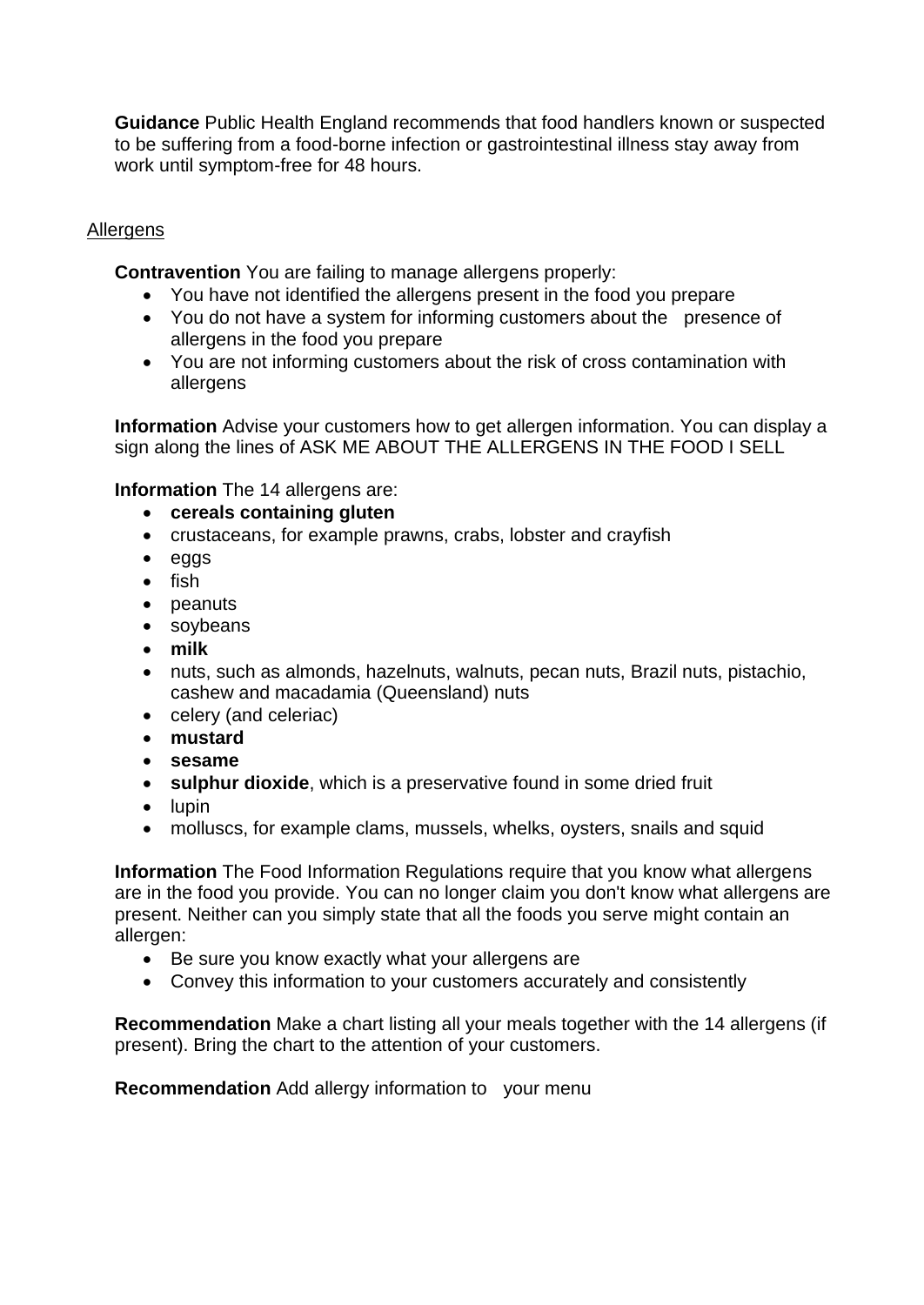**Guidance** Public Health England recommends that food handlers known or suspected to be suffering from a food-borne infection or gastrointestinal illness stay away from work until symptom-free for 48 hours.

Allergens

**Contravention** You are failing to manage allergens properly:

- You have not identified the allergens present in the food you prepare
- You do not have a system for informing customers about the presence of allergens in the food you prepare
- You are not informing customers about the risk of cross contamination with allergens

**Information** Advise your customers how to get allergen information. You can display a sign along the lines of ASK ME ABOUT THE ALLERGENS IN THE FOOD I SELL

**Information** The 14 allergens are:

- **cereals containing gluten**
- crustaceans, for example prawns, crabs, lobster and crayfish
- eggs
- fish
- peanuts
- soybeans
- **milk**
- nuts, such as almonds, hazelnuts, walnuts, pecan nuts, Brazil nuts, pistachio, cashew and macadamia (Queensland) nuts
- celery (and celeriac)
- **mustard**
- **sesame**
- **sulphur dioxide**, which is a preservative found in some dried fruit
- lupin
- molluscs, for example clams, mussels, whelks, oysters, snails and squid

**Information** The Food Information Regulations require that you know what allergens are in the food you provide. You can no longer claim you don't know what allergens are present. Neither can you simply state that all the foods you serve might contain an allergen:

- Be sure you know exactly what your allergens are
- Convey this information to your customers accurately and consistently

**Recommendation** Make a chart listing all your meals together with the 14 allergens (if present). Bring the chart to the attention of your customers.

**Recommendation** Add allergy information to your menu